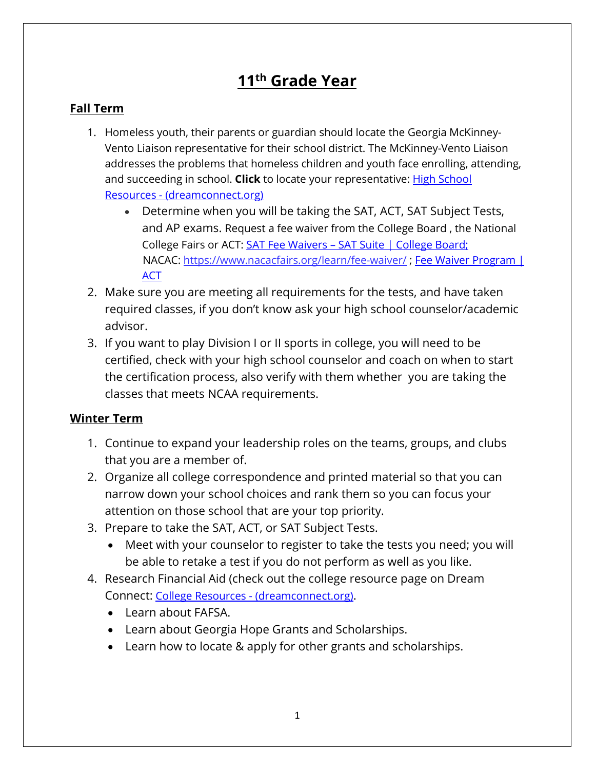# 11th Grade Year

## Fall Term

1. Homeless youth, their parents or guardian should locate the Georgia McKinney-Vento Liaison representative for their school district. The McKinney-Vento Liaison addresses the problems that homeless children and youth face enrolling, attending, and succeeding in school. **Click** to locate your representative: [High School Resources - (dreamconnect.org)]()
   - Determine when you will be taking the SAT, ACT, SAT Subject Tests, and AP exams. Request a fee waiver from the College Board , the National College Fairs or ACT: [SAT Fee Waivers – SAT Suite | College Board;]() NACAC: [https://www.nacacfairs.org/learn/fee-waiver/](https://www.nacacfairs.org/learn/fee-waiver/) ; [Fee Waiver Program | ACT]()
2. Make sure you are meeting all requirements for the tests, and have taken required classes, if you don't know ask your high school counselor/academic advisor.
3. If you want to play Division I or II sports in college, you will need to be certified, check with your high school counselor and coach on when to start the certification process, also verify with them whether you are taking the classes that meets NCAA requirements.

## Winter Term

1. Continue to expand your leadership roles on the teams, groups, and clubs that you are a member of.
2. Organize all college correspondence and printed material so that you can narrow down your school choices and rank them so you can focus your attention on those school that are your top priority.
3. Prepare to take the SAT, ACT, or SAT Subject Tests.
   - Meet with your counselor to register to take the tests you need; you will be able to retake a test if you do not perform as well as you like.
4. Research Financial Aid (check out the college resource page on Dream Connect: [College Resources - (dreamconnect.org)]().
   - Learn about FAFSA.
   - Learn about Georgia Hope Grants and Scholarships.
   - Learn how to locate & apply for other grants and scholarships.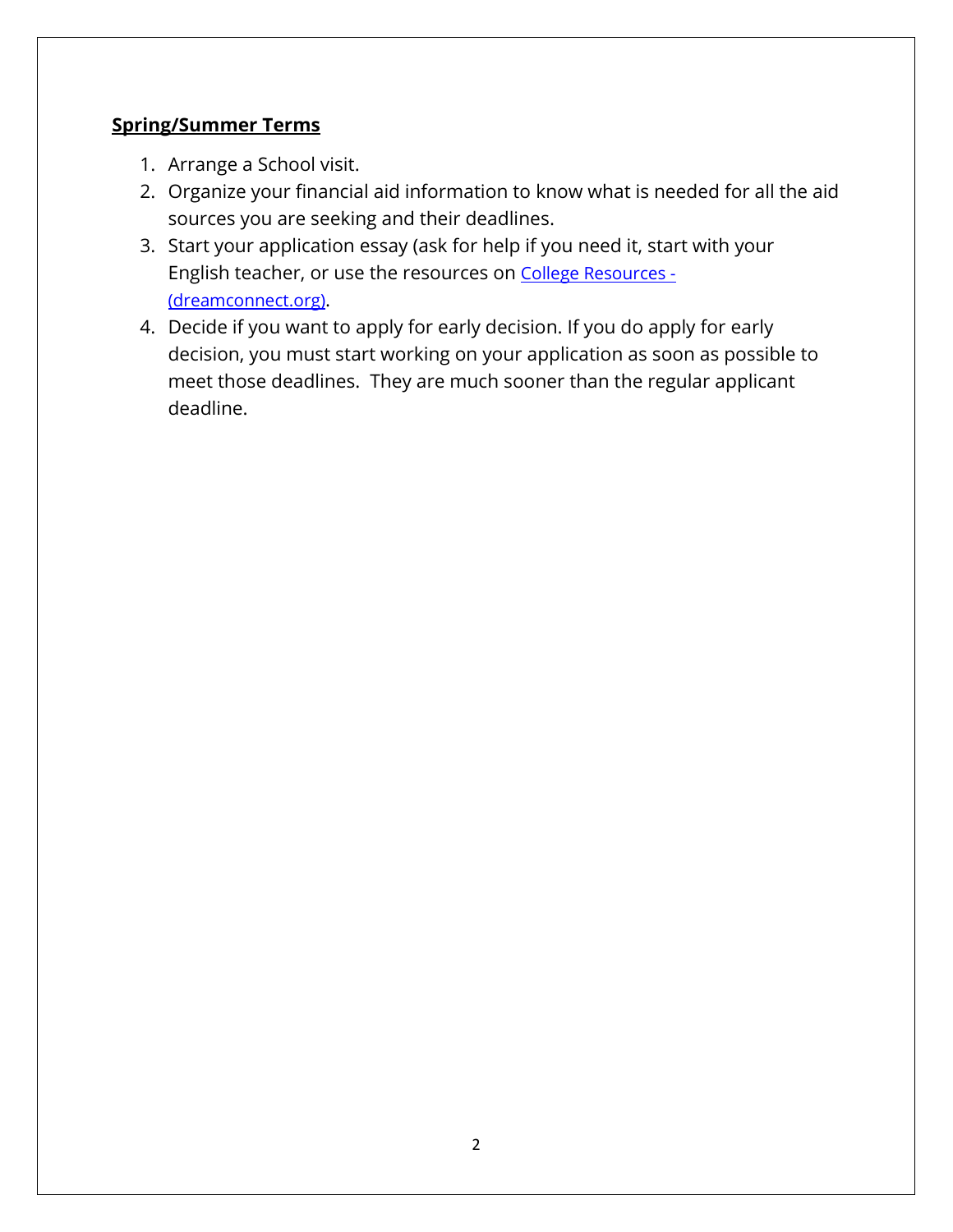**Spring/Summer Terms**

1. Arrange a School visit.
2. Organize your financial aid information to know what is needed for all the aid sources you are seeking and their deadlines.
3. Start your application essay (ask for help if you need it, start with your English teacher, or use the resources on College Resources - (dreamconnect.org).
4. Decide if you want to apply for early decision. If you do apply for early decision, you must start working on your application as soon as possible to meet those deadlines. They are much sooner than the regular applicant deadline.